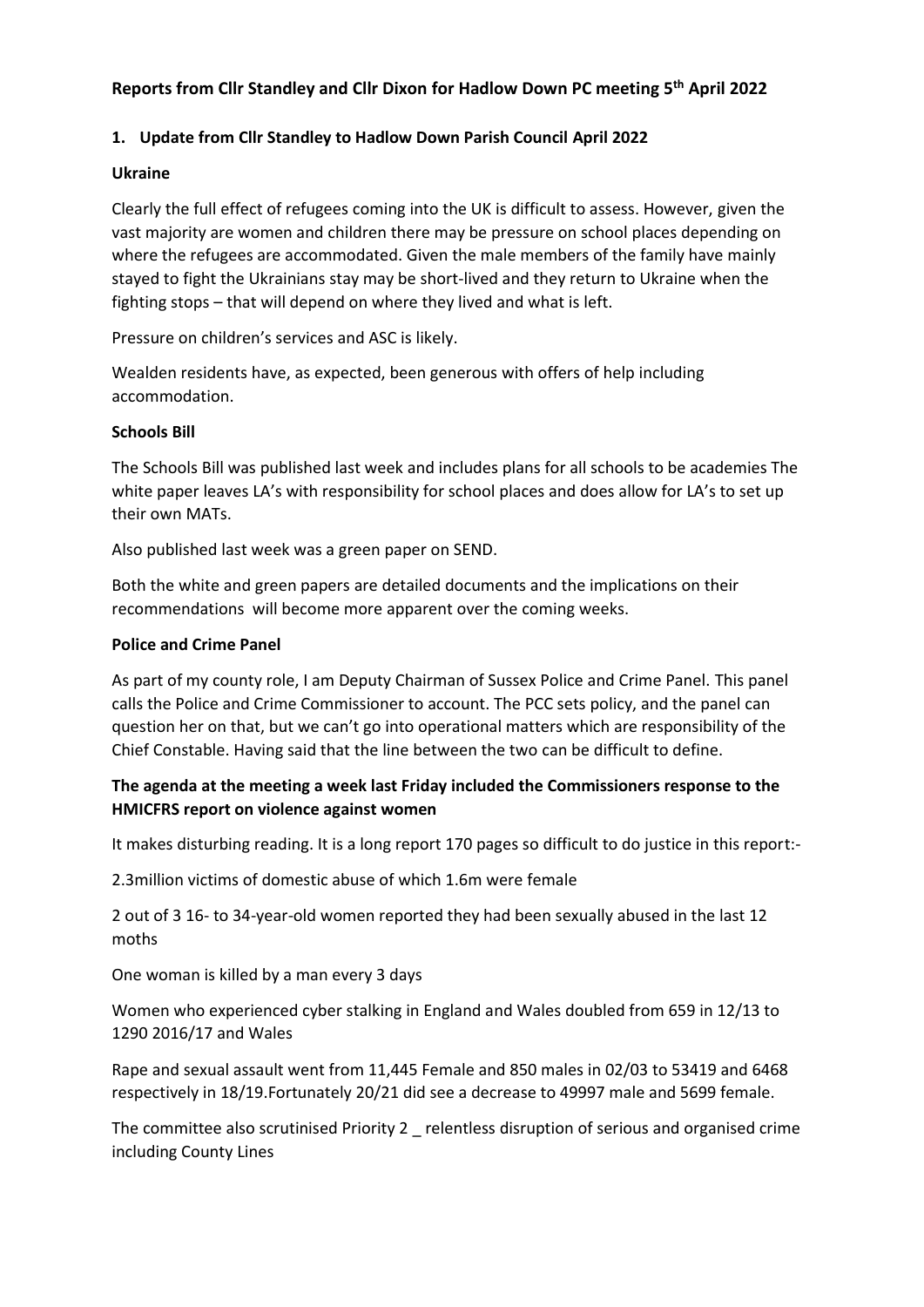# Reports from Cllr Standley and Cllr Dixon for Hadlow Down PC meeting 5th April 2022

## 1. Update from Cllr Standley to Hadlow Down Parish Council April 2022

### Ukraine

Clearly the full effect of refugees coming into the UK is difficult to assess. However, given the vast majority are women and children there may be pressure on school places depending on where the refugees are accommodated. Given the male members of the family have mainly stayed to fight the Ukrainians stay may be short-lived and they return to Ukraine when the fighting stops – that will depend on where they lived and what is left.

Pressure on children's services and ASC is likely.

Wealden residents have, as expected, been generous with offers of help including accommodation.

### Schools Bill

The Schools Bill was published last week and includes plans for all schools to be academies The white paper leaves LA's with responsibility for school places and does allow for LA's to set up their own MATs.

Also published last week was a green paper on SEND.

Both the white and green papers are detailed documents and the implications on their recommendations will become more apparent over the coming weeks.

### Police and Crime Panel

As part of my county role, I am Deputy Chairman of Sussex Police and Crime Panel. This panel calls the Police and Crime Commissioner to account. The PCC sets policy, and the panel can question her on that, but we can't go into operational matters which are responsibility of the Chief Constable. Having said that the line between the two can be difficult to define.

### The agenda at the meeting a week last Friday included the Commissioners response to the HMICFRS report on violence against women

It makes disturbing reading. It is a long report 170 pages so difficult to do justice in this report:-

2.3million victims of domestic abuse of which 1.6m were female

2 out of 3 16- to 34-year-old women reported they had been sexually abused in the last 12 moths

One woman is killed by a man every 3 days

Women who experienced cyber stalking in England and Wales doubled from 659 in 12/13 to 1290 2016/17 and Wales

Rape and sexual assault went from 11,445 Female and 850 males in 02/03 to 53419 and 6468 respectively in 18/19.Fortunately 20/21 did see a decrease to 49997 male and 5699 female.

The committee also scrutinised Priority 2 _ relentless disruption of serious and organised crime including County Lines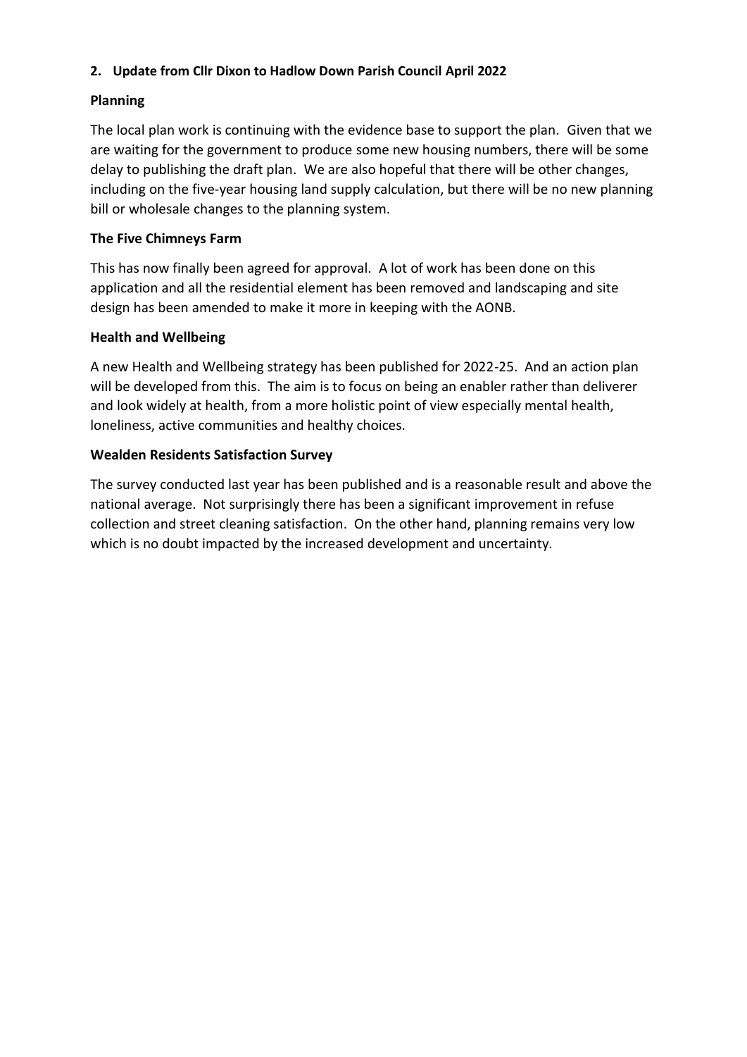## 2. Update from Cllr Dixon to Hadlow Down Parish Council April 2022

### Planning

The local plan work is continuing with the evidence base to support the plan. Given that we are waiting for the government to produce some new housing numbers, there will be some delay to publishing the draft plan. We are also hopeful that there will be other changes, including on the five-year housing land supply calculation, but there will be no new planning bill or wholesale changes to the planning system.

### The Five Chimneys Farm

This has now finally been agreed for approval. A lot of work has been done on this application and all the residential element has been removed and landscaping and site design has been amended to make it more in keeping with the AONB.

### Health and Wellbeing

A new Health and Wellbeing strategy has been published for 2022-25. And an action plan will be developed from this. The aim is to focus on being an enabler rather than deliverer and look widely at health, from a more holistic point of view especially mental health, loneliness, active communities and healthy choices.

### Wealden Residents Satisfaction Survey

The survey conducted last year has been published and is a reasonable result and above the national average. Not surprisingly there has been a significant improvement in refuse collection and street cleaning satisfaction. On the other hand, planning remains very low which is no doubt impacted by the increased development and uncertainty.